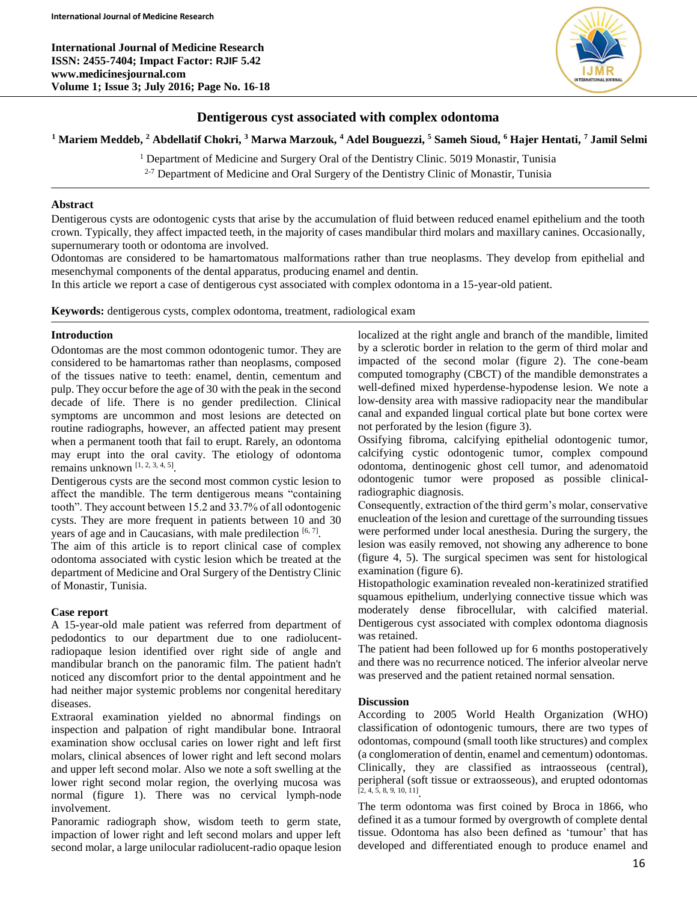# Dentigerous cyst associated with complex odontoma

**[1] Mariem Meddeb, [2] Abdellatif Chokri, [3] Marwa Marzouk, [4] Adel Bouguezzi, [5] Sameh Sioud, [6] Hajer Hentati, [7] Jamil Selmi**

[1] Department of Medicine and Surgery Oral of the Dentistry Clinic. 5019 Monastir, Tunisia

[2-7] Department of Medicine and Oral Surgery of the Dentistry Clinic of Monastir, Tunisia

## Abstract

Dentigerous cysts are odontogenic cysts that arise by the accumulation of fluid between reduced enamel epithelium and the tooth crown. Typically, they affect impacted teeth, in the majority of cases mandibular third molars and maxillary canines. Occasionally, supernumerary tooth or odontoma are involved.

Odontomas are considered to be hamartomatous malformations rather than true neoplasms. They develop from epithelial and mesenchymal components of the dental apparatus, producing enamel and dentin.

In this article we report a case of dentigerous cyst associated with complex odontoma in a 15-year-old patient.

**Keywords:** dentigerous cysts, complex odontoma, treatment, radiological exam

## Introduction

Odontomas are the most common odontogenic tumor. They are considered to be hamartomas rather than neoplasms, composed of the tissues native to teeth: enamel, dentin, cementum and pulp. They occur before the age of 30 with the peak in the second decade of life. There is no gender predilection. Clinical symptoms are uncommon and most lesions are detected on routine radiographs, however, an affected patient may present when a permanent tooth that fail to erupt. Rarely, an odontoma may erupt into the oral cavity. The etiology of odontoma remains unknown [1, 2, 3, 4, 5].

Dentigerous cysts are the second most common cystic lesion to affect the mandible. The term dentigerous means "containing tooth". They account between 15.2 and 33.7% of all odontogenic cysts. They are more frequent in patients between 10 and 30 years of age and in Caucasians, with male predilection [6, 7].

The aim of this article is to report clinical case of complex odontoma associated with cystic lesion which be treated at the department of Medicine and Oral Surgery of the Dentistry Clinic of Monastir, Tunisia.

## Case report

A 15-year-old male patient was referred from department of pedodontics to our department due to one radiolucent-radiopaque lesion identified over right side of angle and mandibular branch on the panoramic film. The patient hadn't noticed any discomfort prior to the dental appointment and he had neither major systemic diseases nor congenital hereditary diseases.

Extraoral examination yielded no abnormal findings on inspection and palpation of right mandibular bone. Intraoral examination show occlusal caries on lower right and left first molars, clinical absences of lower right and left second molars and upper left second molar. Also we note a soft swelling at the lower right second molar region, the overlying mucosa was normal (figure 1). There was no cervical lymph-node involvement.

Panoramic radiograph show, wisdom teeth to germ state, impaction of lower right and left second molars and upper left second molar, a large unilocular radiolucent-radio opaque lesion localized at the right angle and branch of the mandible, limited by a sclerotic border in relation to the germ of third molar and impacted of the second molar (figure 2). The cone-beam computed tomography (CBCT) of the mandible demonstrates a well-defined mixed hyperdense-hypodense lesion. We note a low-density area with massive radiopacity near the mandibular canal and expanded lingual cortical plate but bone cortex were not perforated by the lesion (figure 3).

Ossifying fibroma, calcifying epithelial odontogenic tumor, calcifying cystic odontogenic tumor, complex compound odontoma, dentinogenic ghost cell tumor, and adenomatoid odontogenic tumor were proposed as possible clinical-radiographic diagnosis.

Consequently, extraction of the third germ's molar, conservative enucleation of the lesion and curettage of the surrounding tissues were performed under local anesthesia. During the surgery, the lesion was easily removed, not showing any adherence to bone (figure 4, 5). The surgical specimen was sent for histological examination (figure 6).

Histopathologic examination revealed non-keratinized stratified squamous epithelium, underlying connective tissue which was moderately dense fibrocellular, with calcified material. Dentigerous cyst associated with complex odontoma diagnosis was retained.

The patient had been followed up for 6 months postoperatively and there was no recurrence noticed. The inferior alveolar nerve was preserved and the patient retained normal sensation.

## Discussion

According to 2005 World Health Organization (WHO) classification of odontogenic tumours, there are two types of odontomas, compound (small tooth like structures) and complex (a conglomeration of dentin, enamel and cementum) odontomas. Clinically, they are classified as intraosseous (central), peripheral (soft tissue or extraosseous), and erupted odontomas [2, 4, 5, 8, 9, 10, 11].

The term odontoma was first coined by Broca in 1866, who defined it as a tumour formed by overgrowth of complete dental tissue. Odontoma has also been defined as 'tumour' that has developed and differentiated enough to produce enamel and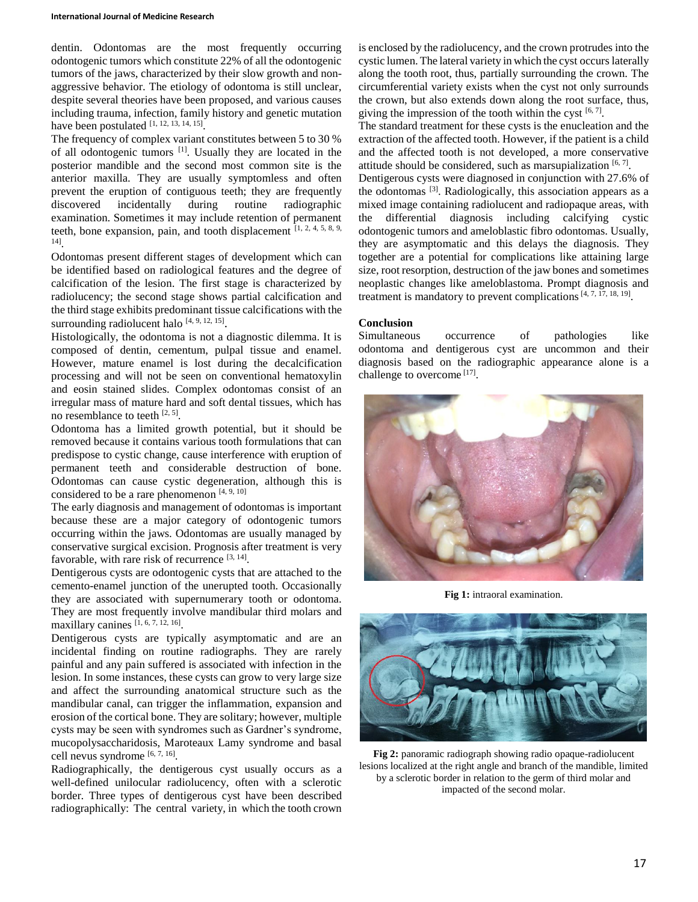dentin. Odontomas are the most frequently occurring odontogenic tumors which constitute 22% of all the odontogenic tumors of the jaws, characterized by their slow growth and non-aggressive behavior. The etiology of odontoma is still unclear, despite several theories have been proposed, and various causes including trauma, infection, family history and genetic mutation have been postulated [1, 12, 13, 14, 15].

The frequency of complex variant constitutes between 5 to 30 % of all odontogenic tumors [1]. Usually they are located in the posterior mandible and the second most common site is the anterior maxilla. They are usually symptomless and often prevent the eruption of contiguous teeth; they are frequently discovered incidentally during routine radiographic examination. Sometimes it may include retention of permanent teeth, bone expansion, pain, and tooth displacement [1, 2, 4, 5, 8, 9, 14].

Odontomas present different stages of development which can be identified based on radiological features and the degree of calcification of the lesion. The first stage is characterized by radiolucency; the second stage shows partial calcification and the third stage exhibits predominant tissue calcifications with the surrounding radiolucent halo [4, 9, 12, 15].

Histologically, the odontoma is not a diagnostic dilemma. It is composed of dentin, cementum, pulpal tissue and enamel. However, mature enamel is lost during the decalcification processing and will not be seen on conventional hematoxylin and eosin stained slides. Complex odontomas consist of an irregular mass of mature hard and soft dental tissues, which has no resemblance to teeth [2, 5].

Odontoma has a limited growth potential, but it should be removed because it contains various tooth formulations that can predispose to cystic change, cause interference with eruption of permanent teeth and considerable destruction of bone. Odontomas can cause cystic degeneration, although this is considered to be a rare phenomenon [4, 9, 10]

The early diagnosis and management of odontomas is important because these are a major category of odontogenic tumors occurring within the jaws. Odontomas are usually managed by conservative surgical excision. Prognosis after treatment is very favorable, with rare risk of recurrence [3, 14].

Dentigerous cysts are odontogenic cysts that are attached to the cemento-enamel junction of the unerupted tooth. Occasionally they are associated with supernumerary tooth or odontoma. They are most frequently involve mandibular third molars and maxillary canines [1, 6, 7, 12, 16].

Dentigerous cysts are typically asymptomatic and are an incidental finding on routine radiographs. They are rarely painful and any pain suffered is associated with infection in the lesion. In some instances, these cysts can grow to very large size and affect the surrounding anatomical structure such as the mandibular canal, can trigger the inflammation, expansion and erosion of the cortical bone. They are solitary; however, multiple cysts may be seen with syndromes such as Gardner's syndrome, mucopolysaccharidosis, Maroteaux Lamy syndrome and basal cell nevus syndrome [6, 7, 16].

Radiographically, the dentigerous cyst usually occurs as a well-defined unilocular radiolucency, often with a sclerotic border. Three types of dentigerous cyst have been described radiographically: The central variety, in which the tooth crown is enclosed by the radiolucency, and the crown protrudes into the cystic lumen. The lateral variety in which the cyst occurs laterally along the tooth root, thus, partially surrounding the crown. The circumferential variety exists when the cyst not only surrounds the crown, but also extends down along the root surface, thus, giving the impression of the tooth within the cyst [6, 7].

The standard treatment for these cysts is the enucleation and the extraction of the affected tooth. However, if the patient is a child and the affected tooth is not developed, a more conservative attitude should be considered, such as marsupialization [6, 7].

Dentigerous cysts were diagnosed in conjunction with 27.6% of the odontomas [3]. Radiologically, this association appears as a mixed image containing radiolucent and radiopaque areas, with the differential diagnosis including calcifying cystic odontogenic tumors and ameloblastic fibro odontomas. Usually, they are asymptomatic and this delays the diagnosis. They together are a potential for complications like attaining large size, root resorption, destruction of the jaw bones and sometimes neoplastic changes like ameloblastoma. Prompt diagnosis and treatment is mandatory to prevent complications [4, 7, 17, 18, 19].

**Conclusion**

Simultaneous occurrence of pathologies like odontoma and dentigerous cyst are uncommon and their diagnosis based on the radiographic appearance alone is a challenge to overcome [17].

**Fig 1:** intraoral examination.

**Fig 2:** panoramic radiograph showing radio opaque-radiolucent lesions localized at the right angle and branch of the mandible, limited by a sclerotic border in relation to the germ of third molar and impacted of the second molar.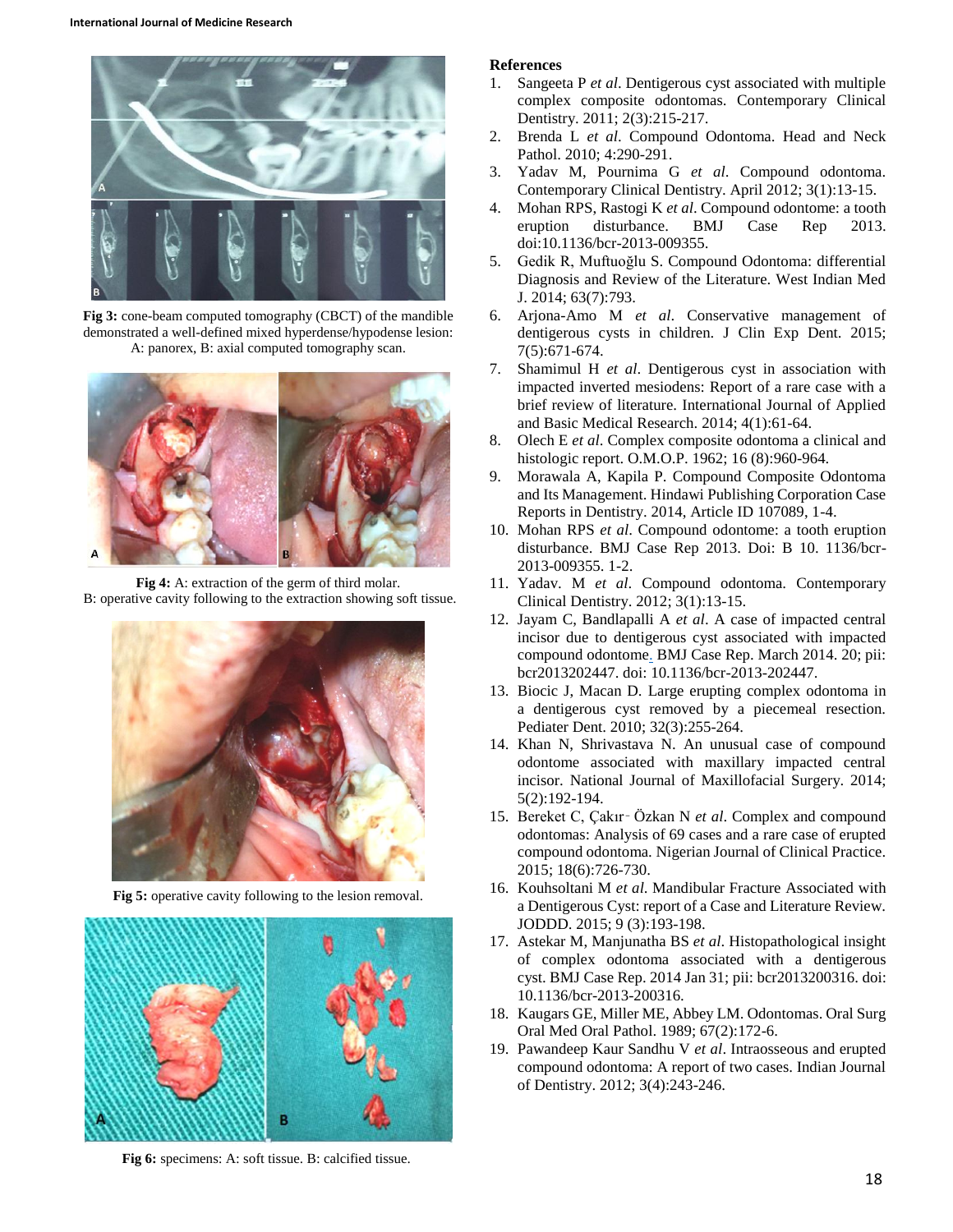Fig 3: cone-beam computed tomography (CBCT) of the mandible demonstrated a well-defined mixed hyperdense/hypodense lesion: A: panorex, B: axial computed tomography scan.

**Fig 4:** A: extraction of the germ of third molar. B: operative cavity following to the extraction showing soft tissue.

**Fig 5:** operative cavity following to the lesion removal.

**Fig 6:** specimens: A: soft tissue. B: calcified tissue.

## References

1. Sangeeta P *et al*. Dentigerous cyst associated with multiple complex composite odontomas. Contemporary Clinical Dentistry. 2011; 2(3):215-217.
2. Brenda L *et al*. Compound Odontoma. Head and Neck Pathol. 2010; 4:290-291.
3. Yadav M, Pournima G *et al*. Compound odontoma. Contemporary Clinical Dentistry. April 2012; 3(1):13-15.
4. Mohan RPS, Rastogi K *et al*. Compound odontome: a tooth eruption disturbance. BMJ Case Rep 2013. doi:10.1136/bcr-2013-009355.
5. Gedik R, Muftuoğlu S. Compound Odontoma: differential Diagnosis and Review of the Literature. West Indian Med J. 2014; 63(7):793.
6. Arjona-Amo M *et al*. Conservative management of dentigerous cysts in children. J Clin Exp Dent. 2015; 7(5):671-674.
7. Shamimul H *et al*. Dentigerous cyst in association with impacted inverted mesiodens: Report of a rare case with a brief review of literature. International Journal of Applied and Basic Medical Research. 2014; 4(1):61-64.
8. Olech E *et al*. Complex composite odontoma a clinical and histologic report. O.M.O.P. 1962; 16 (8):960-964.
9. Morawala A, Kapila P. Compound Composite Odontoma and Its Management. Hindawi Publishing Corporation Case Reports in Dentistry. 2014, Article ID 107089, 1-4.
10. Mohan RPS *et al*. Compound odontome: a tooth eruption disturbance. BMJ Case Rep 2013. Doi: B 10. 1136/bcr-2013-009355. 1-2.
11. Yadav. M *et al*. Compound odontoma. Contemporary Clinical Dentistry. 2012; 3(1):13-15.
12. Jayam C, Bandlapalli A *et al*. A case of impacted central incisor due to dentigerous cyst associated with impacted compound odontome. BMJ Case Rep. March 2014. 20; pii: bcr2013202447. doi: 10.1136/bcr-2013-202447.
13. Biocic J, Macan D. Large erupting complex odontoma in a dentigerous cyst removed by a piecemeal resection. Pediater Dent. 2010; 32(3):255-264.
14. Khan N, Shrivastava N. An unusual case of compound odontome associated with maxillary impacted central incisor. National Journal of Maxillofacial Surgery. 2014; 5(2):192-194.
15. Bereket C, Çakır‐ Özkan N *et al*. Complex and compound odontomas: Analysis of 69 cases and a rare case of erupted compound odontoma. Nigerian Journal of Clinical Practice. 2015; 18(6):726-730.
16. Kouhsoltani M *et al*. Mandibular Fracture Associated with a Dentigerous Cyst: report of a Case and Literature Review. JODDD. 2015; 9 (3):193-198.
17. Astekar M, Manjunatha BS *et al*. Histopathological insight of complex odontoma associated with a dentigerous cyst. BMJ Case Rep. 2014 Jan 31; pii: bcr2013200316. doi: 10.1136/bcr-2013-200316.
18. Kaugars GE, Miller ME, Abbey LM. Odontomas. Oral Surg Oral Med Oral Pathol. 1989; 67(2):172-6.
19. Pawandeep Kaur Sandhu V *et al*. Intraosseous and erupted compound odontoma: A report of two cases. Indian Journal of Dentistry. 2012; 3(4):243-246.